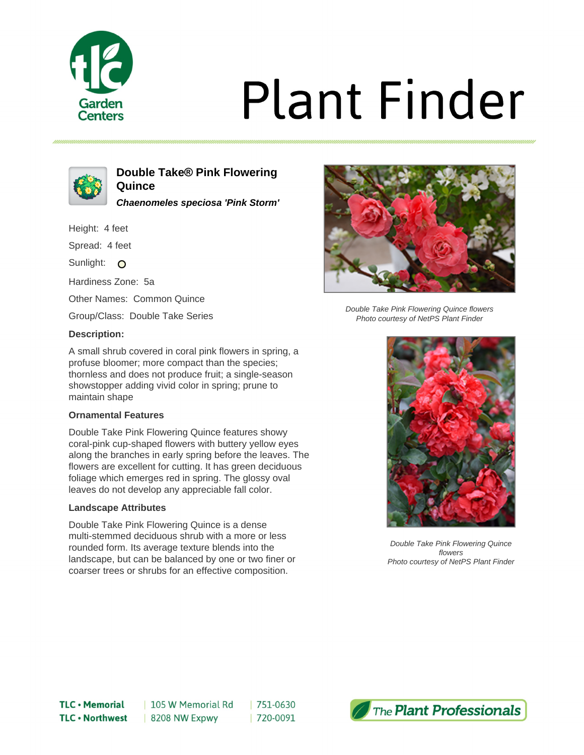# Plant Finder

## Double Take® Pink Flowering Quince

***Chaenomeles speciosa 'Pink Storm'***

Height: 4 feet

Spread: 4 feet

Sunlight: 

Hardiness Zone: 5a

Other Names: Common Quince

Group/Class: Double Take Series

### Description:

A small shrub covered in coral pink flowers in spring, a profuse bloomer; more compact than the species; thornless and does not produce fruit; a single-season showstopper adding vivid color in spring; prune to maintain shape

### Ornamental Features

Double Take Pink Flowering Quince features showy coral-pink cup-shaped flowers with buttery yellow eyes along the branches in early spring before the leaves. The flowers are excellent for cutting. It has green deciduous foliage which emerges red in spring. The glossy oval leaves do not develop any appreciable fall color.

### Landscape Attributes

Double Take Pink Flowering Quince is a dense multi-stemmed deciduous shrub with a more or less rounded form. Its average texture blends into the landscape, but can be balanced by one or two finer or coarser trees or shrubs for an effective composition.

*Double Take Pink Flowering Quince flowers*
*Photo courtesy of NetPS Plant Finder*

*Double Take Pink Flowering Quince flowers*
*Photo courtesy of NetPS Plant Finder*

**TLC • Memorial** | 105 W Memorial Rd | 751-0630
**TLC • Northwest** | 8208 NW Expwy | 720-0091

The Plant Professionals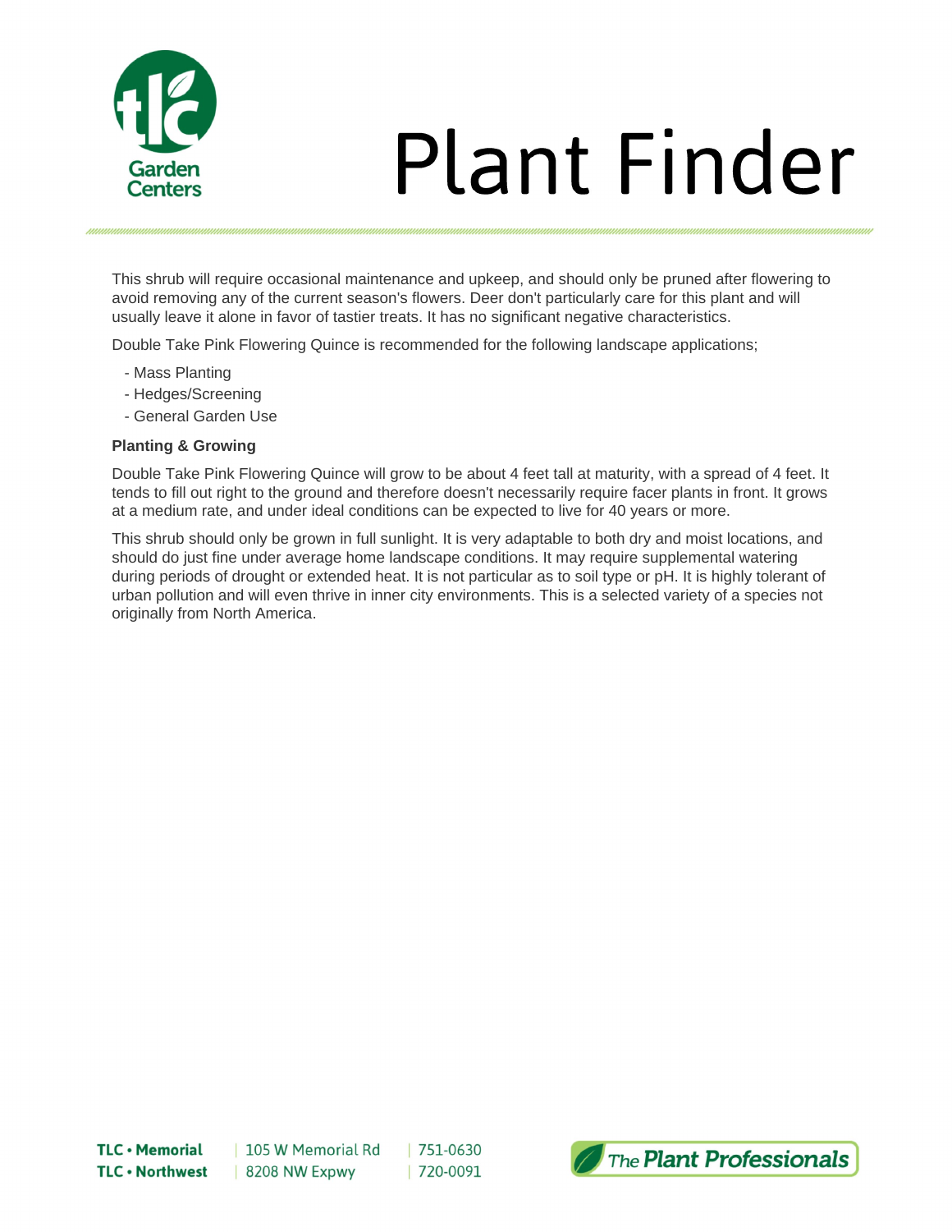This shrub will require occasional maintenance and upkeep, and should only be pruned after flowering to avoid removing any of the current season's flowers. Deer don't particularly care for this plant and will usually leave it alone in favor of tastier treats. It has no significant negative characteristics.

Double Take Pink Flowering Quince is recommended for the following landscape applications;

- Mass Planting
- Hedges/Screening
- General Garden Use

**Planting & Growing**

Double Take Pink Flowering Quince will grow to be about 4 feet tall at maturity, with a spread of 4 feet. It tends to fill out right to the ground and therefore doesn't necessarily require facer plants in front. It grows at a medium rate, and under ideal conditions can be expected to live for 40 years or more.

This shrub should only be grown in full sunlight. It is very adaptable to both dry and moist locations, and should do just fine under average home landscape conditions. It may require supplemental watering during periods of drought or extended heat. It is not particular as to soil type or pH. It is highly tolerant of urban pollution and will even thrive in inner city environments. This is a selected variety of a species not originally from North America.